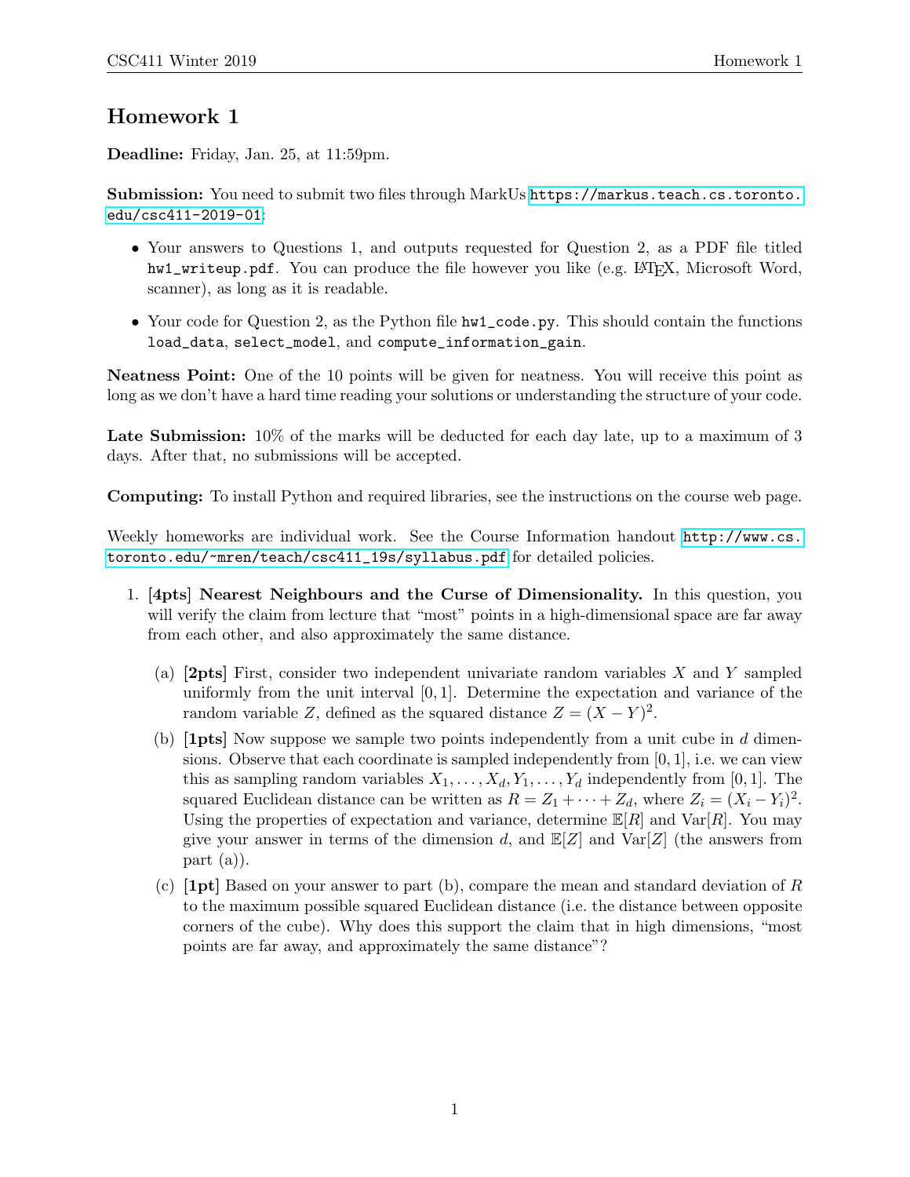# Homework 1

**Deadline:** Friday, Jan. 25, at 11:59pm.

**Submission:** You need to submit two files through MarkUs https://markus.teach.cs.toronto.edu/csc411-2019-01:

- Your answers to Questions 1, and outputs requested for Question 2, as a PDF file titled `hw1_writeup.pdf`. You can produce the file however you like (e.g. LaTeX, Microsoft Word, scanner), as long as it is readable.
- Your code for Question 2, as the Python file `hw1_code.py`. This should contain the functions `load_data`, `select_model`, and `compute_information_gain`.

**Neatness Point:** One of the 10 points will be given for neatness. You will receive this point as long as we don't have a hard time reading your solutions or understanding the structure of your code.

**Late Submission:** 10% of the marks will be deducted for each day late, up to a maximum of 3 days. After that, no submissions will be accepted.

**Computing:** To install Python and required libraries, see the instructions on the course web page.

Weekly homeworks are individual work. See the Course Information handout http://www.cs.toronto.edu/~mren/teach/csc411_19s/syllabus.pdf for detailed policies.

1. **[4pts] Nearest Neighbours and the Curse of Dimensionality.** In this question, you will verify the claim from lecture that "most" points in a high-dimensional space are far away from each other, and also approximately the same distance.

    (a) **[2pts]** First, consider two independent univariate random variables $X$ and $Y$ sampled uniformly from the unit interval $[0, 1]$. Determine the expectation and variance of the random variable $Z$, defined as the squared distance $Z = (X - Y)^2$.

    (b) **[1pts]** Now suppose we sample two points independently from a unit cube in $d$ dimensions. Observe that each coordinate is sampled independently from $[0, 1]$, i.e. we can view this as sampling random variables $X_1, \ldots, X_d, Y_1, \ldots, Y_d$ independently from $[0, 1]$. The squared Euclidean distance can be written as $R = Z_1 + \cdots + Z_d$, where $Z_i = (X_i - Y_i)^2$. Using the properties of expectation and variance, determine $\mathbb{E}[R]$ and $\mathrm{Var}[R]$. You may give your answer in terms of the dimension $d$, and $\mathbb{E}[Z]$ and $\mathrm{Var}[Z]$ (the answers from part (a)).

    (c) **[1pt]** Based on your answer to part (b), compare the mean and standard deviation of $R$ to the maximum possible squared Euclidean distance (i.e. the distance between opposite corners of the cube). Why does this support the claim that in high dimensions, "most points are far away, and approximately the same distance"?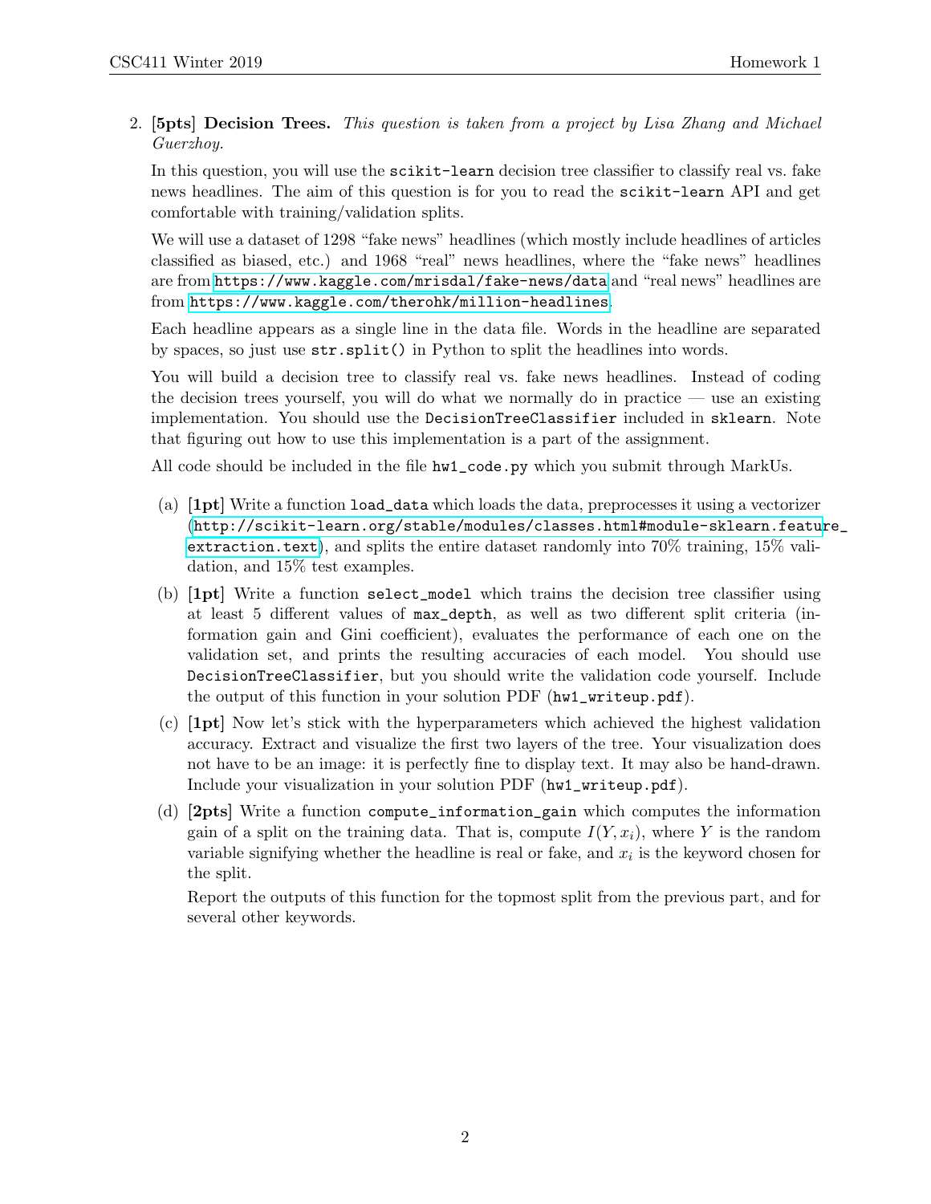2. **[5pts] Decision Trees.** *This question is taken from a project by Lisa Zhang and Michael Guerzhoy.*

   In this question, you will use the `scikit-learn` decision tree classifier to classify real vs. fake news headlines. The aim of this question is for you to read the `scikit-learn` API and get comfortable with training/validation splits.

   We will use a dataset of 1298 "fake news" headlines (which mostly include headlines of articles classified as biased, etc.) and 1968 "real" news headlines, where the "fake news" headlines are from https://www.kaggle.com/mrisdal/fake-news/data and "real news" headlines are from https://www.kaggle.com/therohk/million-headlines.

   Each headline appears as a single line in the data file. Words in the headline are separated by spaces, so just use `str.split()` in Python to split the headlines into words.

   You will build a decision tree to classify real vs. fake news headlines. Instead of coding the decision trees yourself, you will do what we normally do in practice — use an existing implementation. You should use the `DecisionTreeClassifier` included in `sklearn`. Note that figuring out how to use this implementation is a part of the assignment.

   All code should be included in the file `hw1_code.py` which you submit through MarkUs.

   (a) **[1pt]** Write a function `load_data` which loads the data, preprocesses it using a vectorizer (http://scikit-learn.org/stable/modules/classes.html#module-sklearn.feature_extraction.text), and splits the entire dataset randomly into 70% training, 15% validation, and 15% test examples.

   (b) **[1pt]** Write a function `select_model` which trains the decision tree classifier using at least 5 different values of `max_depth`, as well as two different split criteria (information gain and Gini coefficient), evaluates the performance of each one on the validation set, and prints the resulting accuracies of each model. You should use `DecisionTreeClassifier`, but you should write the validation code yourself. Include the output of this function in your solution PDF (`hw1_writeup.pdf`).

   (c) **[1pt]** Now let's stick with the hyperparameters which achieved the highest validation accuracy. Extract and visualize the first two layers of the tree. Your visualization does not have to be an image: it is perfectly fine to display text. It may also be hand-drawn. Include your visualization in your solution PDF (`hw1_writeup.pdf`).

   (d) **[2pts]** Write a function `compute_information_gain` which computes the information gain of a split on the training data. That is, compute $I(Y, x_i)$, where $Y$ is the random variable signifying whether the headline is real or fake, and $x_i$ is the keyword chosen for the split.

   Report the outputs of this function for the topmost split from the previous part, and for several other keywords.